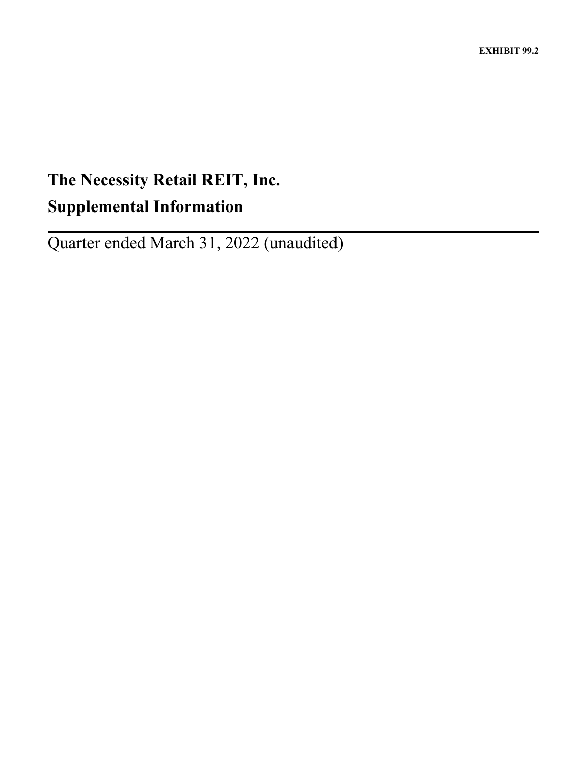EXHIBIT 99.2

# The Necessity Retail REIT, Inc.

# Supplemental Information

Quarter ended March 31, 2022 (unaudited)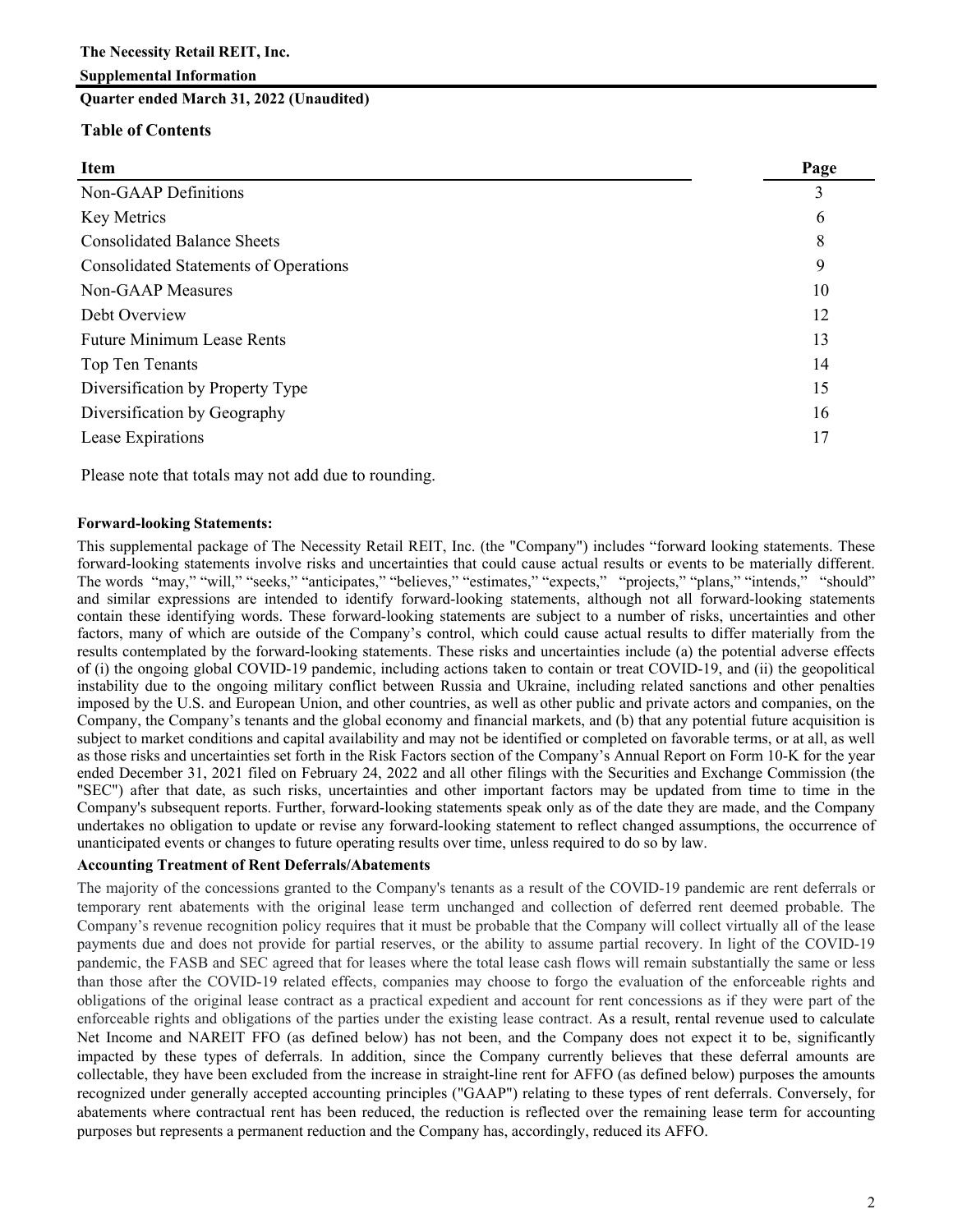**The Necessity Retail REIT, Inc.**

**Supplemental Information**

**Quarter ended March 31, 2022 (Unaudited)**

## Table of Contents

| Item | Page |
| --- | --- |
| Non-GAAP Definitions | 3 |
| Key Metrics | 6 |
| Consolidated Balance Sheets | 8 |
| Consolidated Statements of Operations | 9 |
| Non-GAAP Measures | 10 |
| Debt Overview | 12 |
| Future Minimum Lease Rents | 13 |
| Top Ten Tenants | 14 |
| Diversification by Property Type | 15 |
| Diversification by Geography | 16 |
| Lease Expirations | 17 |

Please note that totals may not add due to rounding.

**Forward-looking Statements:**

This supplemental package of The Necessity Retail REIT, Inc. (the "Company") includes "forward looking statements. These forward-looking statements involve risks and uncertainties that could cause actual results or events to be materially different. The words "may," "will," "seeks," "anticipates," "believes," "estimates," "expects," "projects," "plans," "intends," "should" and similar expressions are intended to identify forward-looking statements, although not all forward-looking statements contain these identifying words. These forward-looking statements are subject to a number of risks, uncertainties and other factors, many of which are outside of the Company's control, which could cause actual results to differ materially from the results contemplated by the forward-looking statements. These risks and uncertainties include (a) the potential adverse effects of (i) the ongoing global COVID-19 pandemic, including actions taken to contain or treat COVID-19, and (ii) the geopolitical instability due to the ongoing military conflict between Russia and Ukraine, including related sanctions and other penalties imposed by the U.S. and European Union, and other countries, as well as other public and private actors and companies, on the Company, the Company's tenants and the global economy and financial markets, and (b) that any potential future acquisition is subject to market conditions and capital availability and may not be identified or completed on favorable terms, or at all, as well as those risks and uncertainties set forth in the Risk Factors section of the Company's Annual Report on Form 10-K for the year ended December 31, 2021 filed on February 24, 2022 and all other filings with the Securities and Exchange Commission (the "SEC") after that date, as such risks, uncertainties and other important factors may be updated from time to time in the Company's subsequent reports. Further, forward-looking statements speak only as of the date they are made, and the Company undertakes no obligation to update or revise any forward-looking statement to reflect changed assumptions, the occurrence of unanticipated events or changes to future operating results over time, unless required to do so by law.

**Accounting Treatment of Rent Deferrals/Abatements**

The majority of the concessions granted to the Company's tenants as a result of the COVID-19 pandemic are rent deferrals or temporary rent abatements with the original lease term unchanged and collection of deferred rent deemed probable. The Company's revenue recognition policy requires that it must be probable that the Company will collect virtually all of the lease payments due and does not provide for partial reserves, or the ability to assume partial recovery. In light of the COVID-19 pandemic, the FASB and SEC agreed that for leases where the total lease cash flows will remain substantially the same or less than those after the COVID-19 related effects, companies may choose to forgo the evaluation of the enforceable rights and obligations of the original lease contract as a practical expedient and account for rent concessions as if they were part of the enforceable rights and obligations of the parties under the existing lease contract. As a result, rental revenue used to calculate Net Income and NAREIT FFO (as defined below) has not been, and the Company does not expect it to be, significantly impacted by these types of deferrals. In addition, since the Company currently believes that these deferral amounts are collectable, they have been excluded from the increase in straight-line rent for AFFO (as defined below) purposes the amounts recognized under generally accepted accounting principles ("GAAP") relating to these types of rent deferrals. Conversely, for abatements where contractual rent has been reduced, the reduction is reflected over the remaining lease term for accounting purposes but represents a permanent reduction and the Company has, accordingly, reduced its AFFO.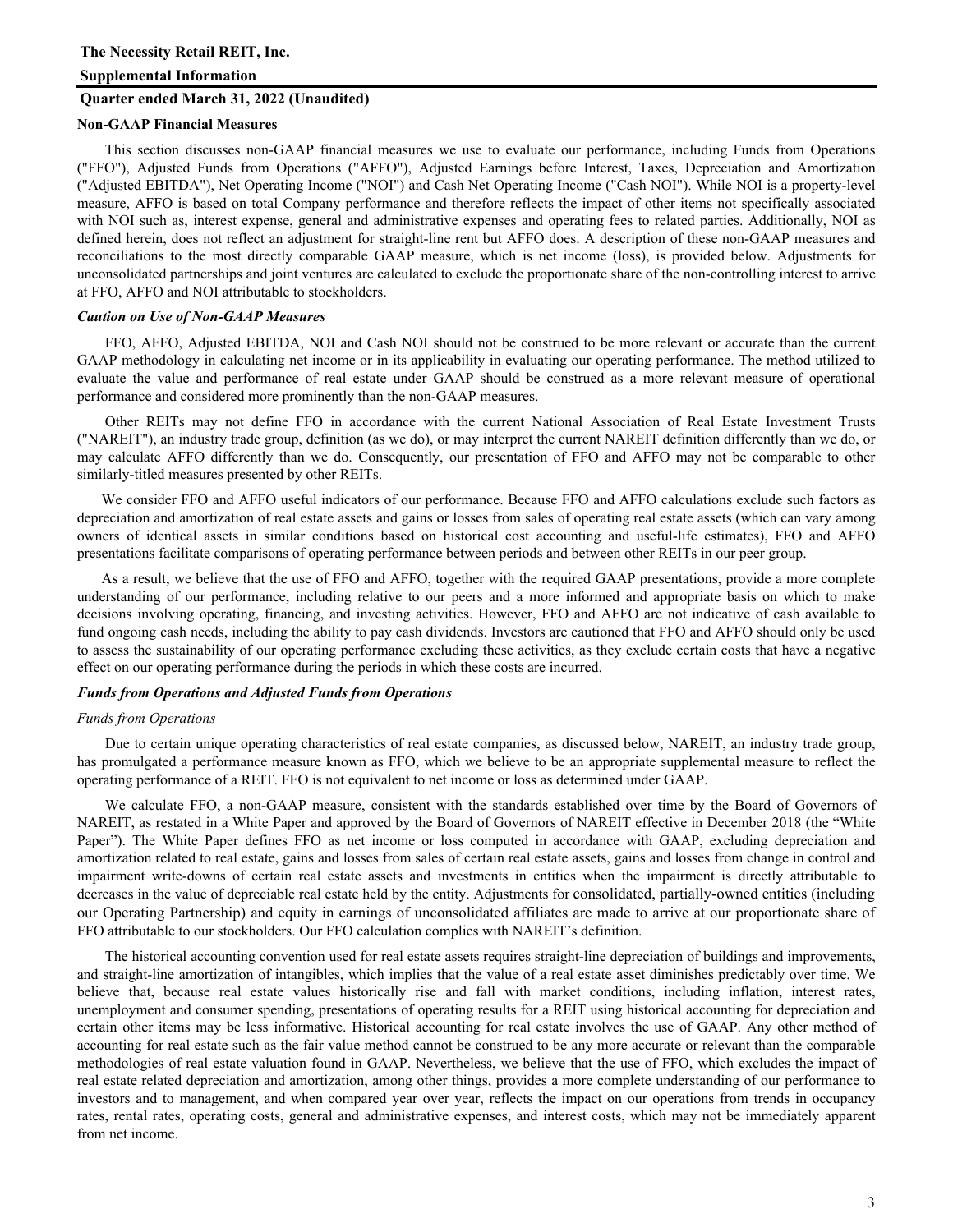**The Necessity Retail REIT, Inc.**

**Supplemental Information**

**Quarter ended March 31, 2022 (Unaudited)**

**Non-GAAP Financial Measures**

This section discusses non-GAAP financial measures we use to evaluate our performance, including Funds from Operations ("FFO"), Adjusted Funds from Operations ("AFFO"), Adjusted Earnings before Interest, Taxes, Depreciation and Amortization ("Adjusted EBITDA"), Net Operating Income ("NOI") and Cash Net Operating Income ("Cash NOI"). While NOI is a property-level measure, AFFO is based on total Company performance and therefore reflects the impact of other items not specifically associated with NOI such as, interest expense, general and administrative expenses and operating fees to related parties. Additionally, NOI as defined herein, does not reflect an adjustment for straight-line rent but AFFO does. A description of these non-GAAP measures and reconciliations to the most directly comparable GAAP measure, which is net income (loss), is provided below. Adjustments for unconsolidated partnerships and joint ventures are calculated to exclude the proportionate share of the non-controlling interest to arrive at FFO, AFFO and NOI attributable to stockholders.

***Caution on Use of Non-GAAP Measures***

FFO, AFFO, Adjusted EBITDA, NOI and Cash NOI should not be construed to be more relevant or accurate than the current GAAP methodology in calculating net income or in its applicability in evaluating our operating performance. The method utilized to evaluate the value and performance of real estate under GAAP should be construed as a more relevant measure of operational performance and considered more prominently than the non-GAAP measures.

Other REITs may not define FFO in accordance with the current National Association of Real Estate Investment Trusts ("NAREIT"), an industry trade group, definition (as we do), or may interpret the current NAREIT definition differently than we do, or may calculate AFFO differently than we do. Consequently, our presentation of FFO and AFFO may not be comparable to other similarly-titled measures presented by other REITs.

We consider FFO and AFFO useful indicators of our performance. Because FFO and AFFO calculations exclude such factors as depreciation and amortization of real estate assets and gains or losses from sales of operating real estate assets (which can vary among owners of identical assets in similar conditions based on historical cost accounting and useful-life estimates), FFO and AFFO presentations facilitate comparisons of operating performance between periods and between other REITs in our peer group.

As a result, we believe that the use of FFO and AFFO, together with the required GAAP presentations, provide a more complete understanding of our performance, including relative to our peers and a more informed and appropriate basis on which to make decisions involving operating, financing, and investing activities. However, FFO and AFFO are not indicative of cash available to fund ongoing cash needs, including the ability to pay cash dividends. Investors are cautioned that FFO and AFFO should only be used to assess the sustainability of our operating performance excluding these activities, as they exclude certain costs that have a negative effect on our operating performance during the periods in which these costs are incurred.

***Funds from Operations and Adjusted Funds from Operations***

*Funds from Operations*

Due to certain unique operating characteristics of real estate companies, as discussed below, NAREIT, an industry trade group, has promulgated a performance measure known as FFO, which we believe to be an appropriate supplemental measure to reflect the operating performance of a REIT. FFO is not equivalent to net income or loss as determined under GAAP.

We calculate FFO, a non-GAAP measure, consistent with the standards established over time by the Board of Governors of NAREIT, as restated in a White Paper and approved by the Board of Governors of NAREIT effective in December 2018 (the "White Paper"). The White Paper defines FFO as net income or loss computed in accordance with GAAP, excluding depreciation and amortization related to real estate, gains and losses from sales of certain real estate assets, gains and losses from change in control and impairment write-downs of certain real estate assets and investments in entities when the impairment is directly attributable to decreases in the value of depreciable real estate held by the entity. Adjustments for consolidated, partially-owned entities (including our Operating Partnership) and equity in earnings of unconsolidated affiliates are made to arrive at our proportionate share of FFO attributable to our stockholders. Our FFO calculation complies with NAREIT's definition.

The historical accounting convention used for real estate assets requires straight-line depreciation of buildings and improvements, and straight-line amortization of intangibles, which implies that the value of a real estate asset diminishes predictably over time. We believe that, because real estate values historically rise and fall with market conditions, including inflation, interest rates, unemployment and consumer spending, presentations of operating results for a REIT using historical accounting for depreciation and certain other items may be less informative. Historical accounting for real estate involves the use of GAAP. Any other method of accounting for real estate such as the fair value method cannot be construed to be any more accurate or relevant than the comparable methodologies of real estate valuation found in GAAP. Nevertheless, we believe that the use of FFO, which excludes the impact of real estate related depreciation and amortization, among other things, provides a more complete understanding of our performance to investors and to management, and when compared year over year, reflects the impact on our operations from trends in occupancy rates, rental rates, operating costs, general and administrative expenses, and interest costs, which may not be immediately apparent from net income.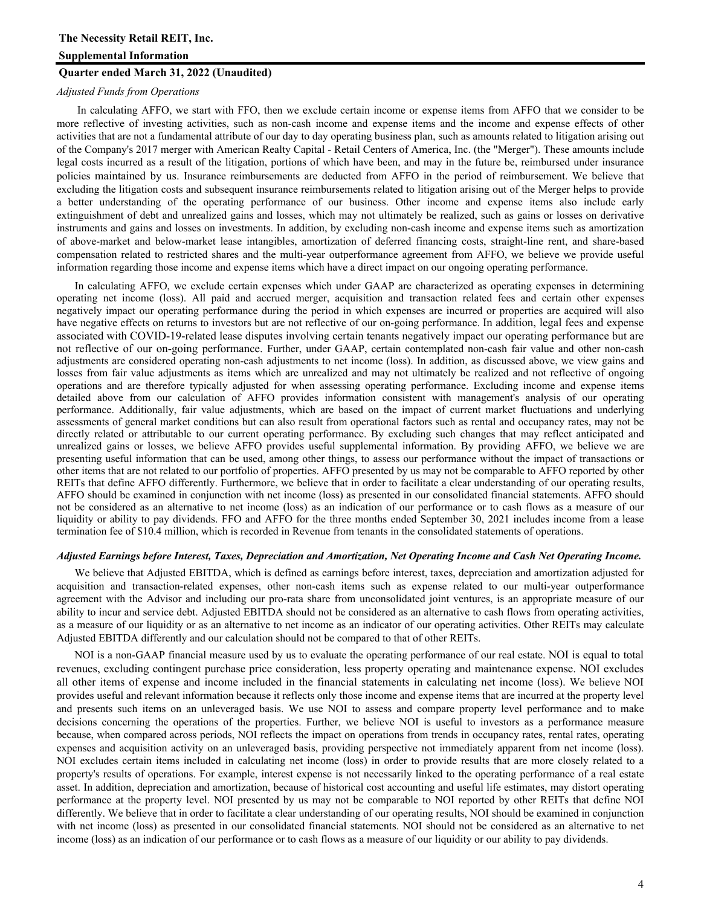# The Necessity Retail REIT, Inc.

## Supplemental Information

## Quarter ended March 31, 2022 (Unaudited)

*Adjusted Funds from Operations*

In calculating AFFO, we start with FFO, then we exclude certain income or expense items from AFFO that we consider to be more reflective of investing activities, such as non-cash income and expense items and the income and expense effects of other activities that are not a fundamental attribute of our day to day operating business plan, such as amounts related to litigation arising out of the Company's 2017 merger with American Realty Capital - Retail Centers of America, Inc. (the "Merger"). These amounts include legal costs incurred as a result of the litigation, portions of which have been, and may in the future be, reimbursed under insurance policies maintained by us. Insurance reimbursements are deducted from AFFO in the period of reimbursement. We believe that excluding the litigation costs and subsequent insurance reimbursements related to litigation arising out of the Merger helps to provide a better understanding of the operating performance of our business. Other income and expense items also include early extinguishment of debt and unrealized gains and losses, which may not ultimately be realized, such as gains or losses on derivative instruments and gains and losses on investments. In addition, by excluding non-cash income and expense items such as amortization of above-market and below-market lease intangibles, amortization of deferred financing costs, straight-line rent, and share-based compensation related to restricted shares and the multi-year outperformance agreement from AFFO, we believe we provide useful information regarding those income and expense items which have a direct impact on our ongoing operating performance.

In calculating AFFO, we exclude certain expenses which under GAAP are characterized as operating expenses in determining operating net income (loss). All paid and accrued merger, acquisition and transaction related fees and certain other expenses negatively impact our operating performance during the period in which expenses are incurred or properties are acquired will also have negative effects on returns to investors but are not reflective of our on-going performance. In addition, legal fees and expense associated with COVID-19-related lease disputes involving certain tenants negatively impact our operating performance but are not reflective of our on-going performance. Further, under GAAP, certain contemplated non-cash fair value and other non-cash adjustments are considered operating non-cash adjustments to net income (loss). In addition, as discussed above, we view gains and losses from fair value adjustments as items which are unrealized and may not ultimately be realized and not reflective of ongoing operations and are therefore typically adjusted for when assessing operating performance. Excluding income and expense items detailed above from our calculation of AFFO provides information consistent with management's analysis of our operating performance. Additionally, fair value adjustments, which are based on the impact of current market fluctuations and underlying assessments of general market conditions but can also result from operational factors such as rental and occupancy rates, may not be directly related or attributable to our current operating performance. By excluding such changes that may reflect anticipated and unrealized gains or losses, we believe AFFO provides useful supplemental information. By providing AFFO, we believe we are presenting useful information that can be used, among other things, to assess our performance without the impact of transactions or other items that are not related to our portfolio of properties. AFFO presented by us may not be comparable to AFFO reported by other REITs that define AFFO differently. Furthermore, we believe that in order to facilitate a clear understanding of our operating results, AFFO should be examined in conjunction with net income (loss) as presented in our consolidated financial statements. AFFO should not be considered as an alternative to net income (loss) as an indication of our performance or to cash flows as a measure of our liquidity or ability to pay dividends. FFO and AFFO for the three months ended September 30, 2021 includes income from a lease termination fee of $10.4 million, which is recorded in Revenue from tenants in the consolidated statements of operations.

***Adjusted Earnings before Interest, Taxes, Depreciation and Amortization, Net Operating Income and Cash Net Operating Income.***

We believe that Adjusted EBITDA, which is defined as earnings before interest, taxes, depreciation and amortization adjusted for acquisition and transaction-related expenses, other non-cash items such as expense related to our multi-year outperformance agreement with the Advisor and including our pro-rata share from unconsolidated joint ventures, is an appropriate measure of our ability to incur and service debt. Adjusted EBITDA should not be considered as an alternative to cash flows from operating activities, as a measure of our liquidity or as an alternative to net income as an indicator of our operating activities. Other REITs may calculate Adjusted EBITDA differently and our calculation should not be compared to that of other REITs.

NOI is a non-GAAP financial measure used by us to evaluate the operating performance of our real estate. NOI is equal to total revenues, excluding contingent purchase price consideration, less property operating and maintenance expense. NOI excludes all other items of expense and income included in the financial statements in calculating net income (loss). We believe NOI provides useful and relevant information because it reflects only those income and expense items that are incurred at the property level and presents such items on an unleveraged basis. We use NOI to assess and compare property level performance and to make decisions concerning the operations of the properties. Further, we believe NOI is useful to investors as a performance measure because, when compared across periods, NOI reflects the impact on operations from trends in occupancy rates, rental rates, operating expenses and acquisition activity on an unleveraged basis, providing perspective not immediately apparent from net income (loss). NOI excludes certain items included in calculating net income (loss) in order to provide results that are more closely related to a property's results of operations. For example, interest expense is not necessarily linked to the operating performance of a real estate asset. In addition, depreciation and amortization, because of historical cost accounting and useful life estimates, may distort operating performance at the property level. NOI presented by us may not be comparable to NOI reported by other REITs that define NOI differently. We believe that in order to facilitate a clear understanding of our operating results, NOI should be examined in conjunction with net income (loss) as presented in our consolidated financial statements. NOI should not be considered as an alternative to net income (loss) as an indication of our performance or to cash flows as a measure of our liquidity or our ability to pay dividends.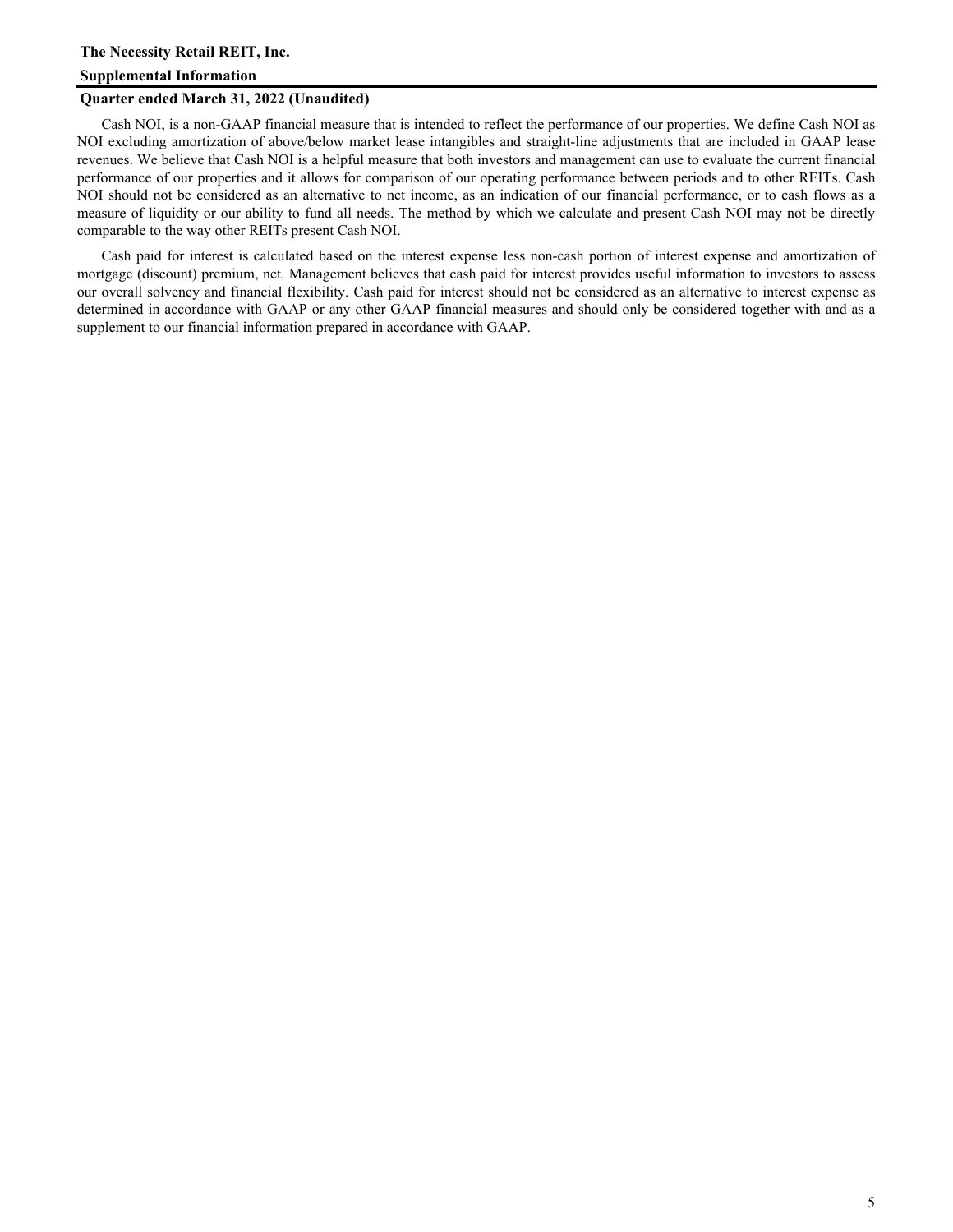Cash NOI, is a non-GAAP financial measure that is intended to reflect the performance of our properties. We define Cash NOI as NOI excluding amortization of above/below market lease intangibles and straight-line adjustments that are included in GAAP lease revenues. We believe that Cash NOI is a helpful measure that both investors and management can use to evaluate the current financial performance of our properties and it allows for comparison of our operating performance between periods and to other REITs. Cash NOI should not be considered as an alternative to net income, as an indication of our financial performance, or to cash flows as a measure of liquidity or our ability to fund all needs. The method by which we calculate and present Cash NOI may not be directly comparable to the way other REITs present Cash NOI.

Cash paid for interest is calculated based on the interest expense less non-cash portion of interest expense and amortization of mortgage (discount) premium, net. Management believes that cash paid for interest provides useful information to investors to assess our overall solvency and financial flexibility. Cash paid for interest should not be considered as an alternative to interest expense as determined in accordance with GAAP or any other GAAP financial measures and should only be considered together with and as a supplement to our financial information prepared in accordance with GAAP.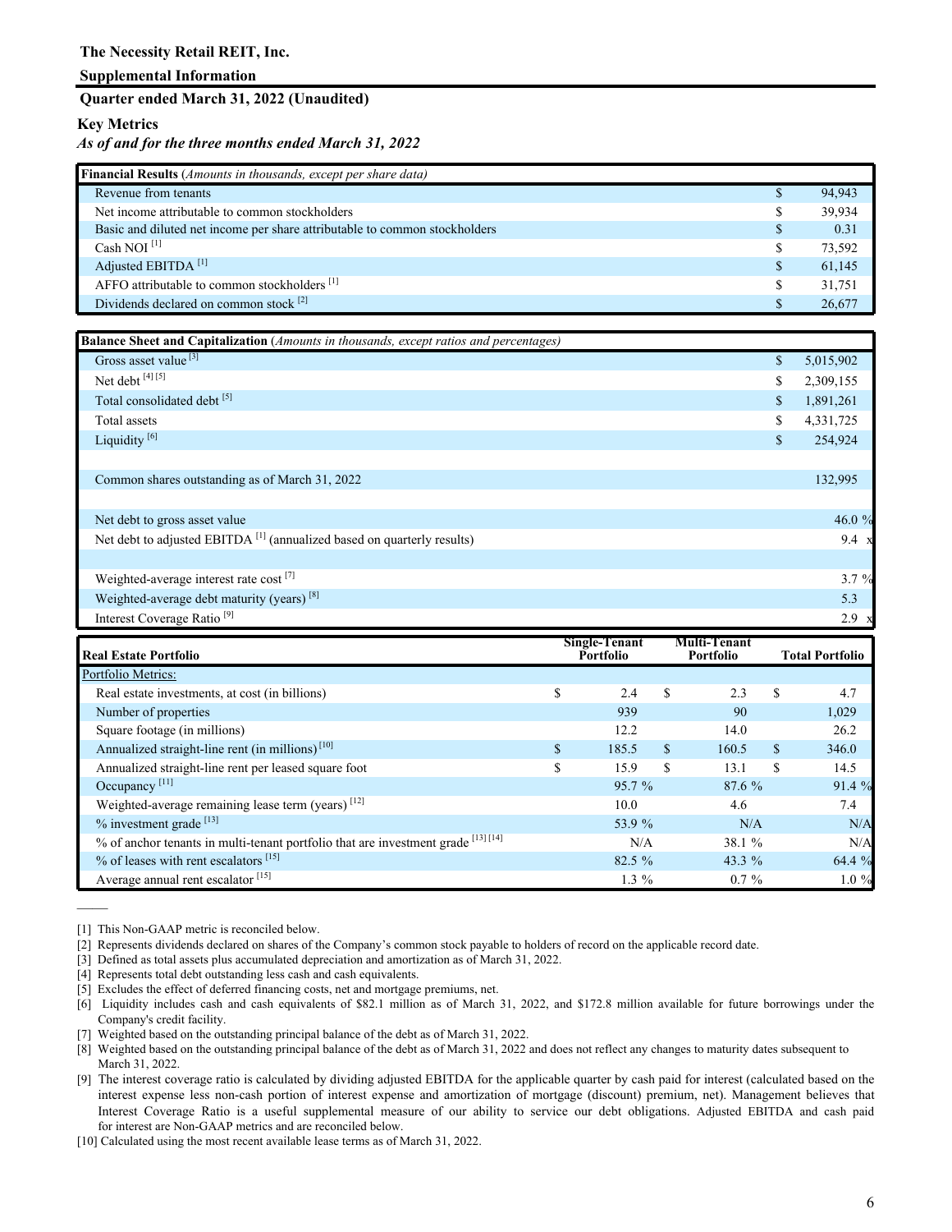**The Necessity Retail REIT, Inc.**

**Supplemental Information**

**Quarter ended March 31, 2022 (Unaudited)**

## Key Metrics

*As of and for the three months ended March 31, 2022*

| **Financial Results** (*Amounts in thousands, except per share data*) | | |
|---|---|---|
| Revenue from tenants | $ | 94,943 |
| Net income attributable to common stockholders | $ | 39,934 |
| Basic and diluted net income per share attributable to common stockholders | $ | 0.31 |
| Cash NOI [1] | $ | 73,592 |
| Adjusted EBITDA [1] | $ | 61,145 |
| AFFO attributable to common stockholders [1] | $ | 31,751 |
| Dividends declared on common stock [2] | $ | 26,677 |

| **Balance Sheet and Capitalization** (*Amounts in thousands, except ratios and percentages*) | | |
|---|---|---|
| Gross asset value [3] | $ | 5,015,902 |
| Net debt [4] [5] | $ | 2,309,155 |
| Total consolidated debt [5] | $ | 1,891,261 |
| Total assets | $ | 4,331,725 |
| Liquidity [6] | $ | 254,924 |
| | | |
| Common shares outstanding as of March 31, 2022 | | 132,995 |
| | | |
| Net debt to gross asset value | | 46.0 % |
| Net debt to adjusted EBITDA [1] (annualized based on quarterly results) | | 9.4 x |
| | | |
| Weighted-average interest rate cost [7] | | 3.7 % |
| Weighted-average debt maturity (years) [8] | | 5.3 |
| Interest Coverage Ratio [9] | | 2.9 x |

| **Real Estate Portfolio** | | **Single-Tenant Portfolio** | | **Multi-Tenant Portfolio** | | **Total Portfolio** |
|---|---|---|---|---|---|---|
| Portfolio Metrics: | | | | | | |
| Real estate investments, at cost (in billions) | $ | 2.4 | $ | 2.3 | $ | 4.7 |
| Number of properties | | 939 | | 90 | | 1,029 |
| Square footage (in millions) | | 12.2 | | 14.0 | | 26.2 |
| Annualized straight-line rent (in millions) [10] | $ | 185.5 | $ | 160.5 | $ | 346.0 |
| Annualized straight-line rent per leased square foot | $ | 15.9 | $ | 13.1 | $ | 14.5 |
| Occupancy [11] | | 95.7 % | | 87.6 % | | 91.4 % |
| Weighted-average remaining lease term (years) [12] | | 10.0 | | 4.6 | | 7.4 |
| % investment grade [13] | | 53.9 % | | N/A | | N/A |
| % of anchor tenants in multi-tenant portfolio that are investment grade [13] [14] | | N/A | | 38.1 % | | N/A |
| % of leases with rent escalators [15] | | 82.5 % | | 43.3 % | | 64.4 % |
| Average annual rent escalator [15] | | 1.3 % | | 0.7 % | | 1.0 % |

———

[1] This Non-GAAP metric is reconciled below.

[2] Represents dividends declared on shares of the Company's common stock payable to holders of record on the applicable record date.

[3] Defined as total assets plus accumulated depreciation and amortization as of March 31, 2022.

[4] Represents total debt outstanding less cash and cash equivalents.

[5] Excludes the effect of deferred financing costs, net and mortgage premiums, net.

[6] Liquidity includes cash and cash equivalents of $82.1 million as of March 31, 2022, and $172.8 million available for future borrowings under the Company's credit facility.

[7] Weighted based on the outstanding principal balance of the debt as of March 31, 2022.

[8] Weighted based on the outstanding principal balance of the debt as of March 31, 2022 and does not reflect any changes to maturity dates subsequent to March 31, 2022.

[9] The interest coverage ratio is calculated by dividing adjusted EBITDA for the applicable quarter by cash paid for interest (calculated based on the interest expense less non-cash portion of interest expense and amortization of mortgage (discount) premium, net). Management believes that Interest Coverage Ratio is a useful supplemental measure of our ability to service our debt obligations. Adjusted EBITDA and cash paid for interest are Non-GAAP metrics and are reconciled below.

[10] Calculated using the most recent available lease terms as of March 31, 2022.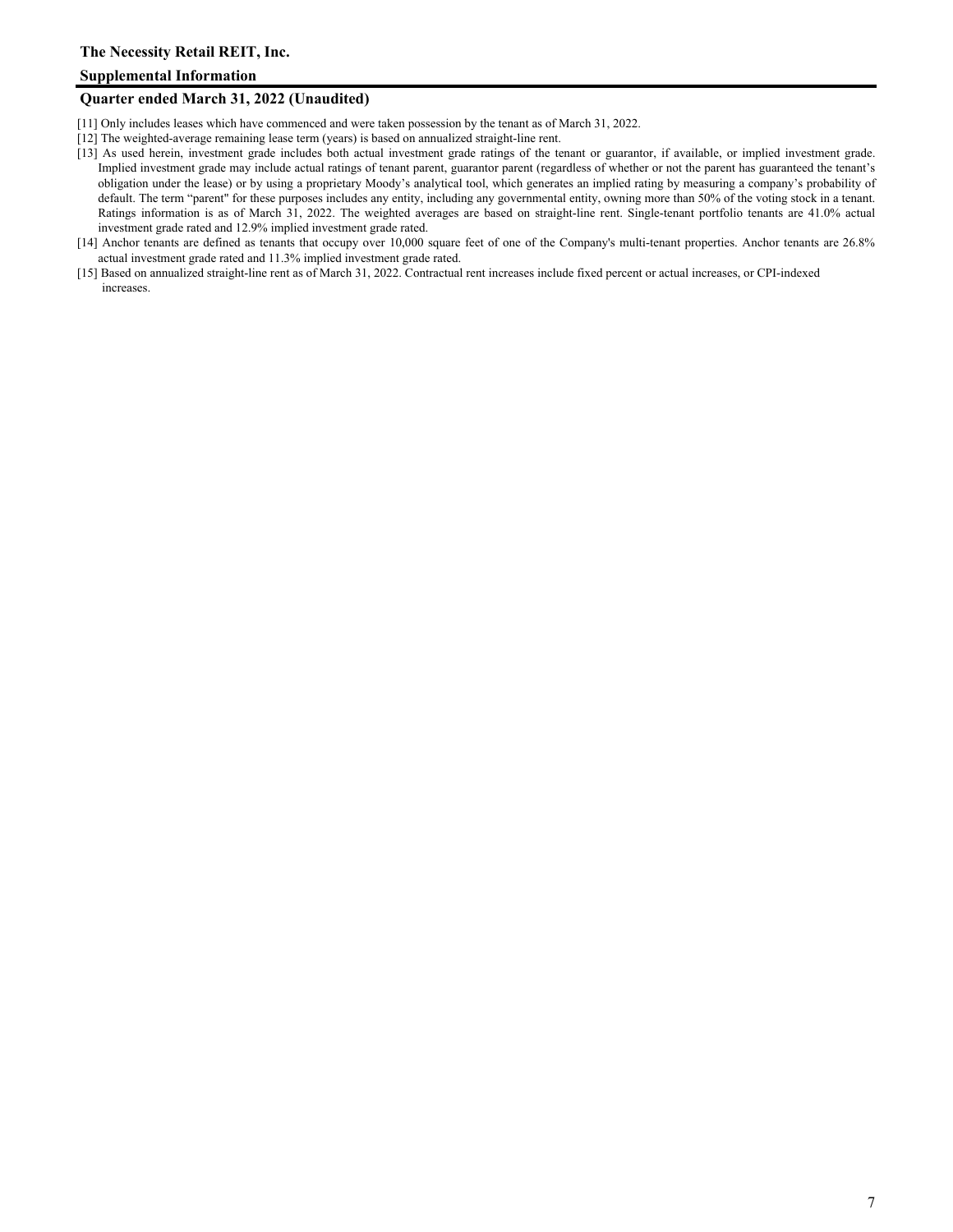[11] Only includes leases which have commenced and were taken possession by the tenant as of March 31, 2022.

[12] The weighted-average remaining lease term (years) is based on annualized straight-line rent.

[13] As used herein, investment grade includes both actual investment grade ratings of the tenant or guarantor, if available, or implied investment grade. Implied investment grade may include actual ratings of tenant parent, guarantor parent (regardless of whether or not the parent has guaranteed the tenant's obligation under the lease) or by using a proprietary Moody's analytical tool, which generates an implied rating by measuring a company's probability of default. The term "parent" for these purposes includes any entity, including any governmental entity, owning more than 50% of the voting stock in a tenant. Ratings information is as of March 31, 2022. The weighted averages are based on straight-line rent. Single-tenant portfolio tenants are 41.0% actual investment grade rated and 12.9% implied investment grade rated.

[14] Anchor tenants are defined as tenants that occupy over 10,000 square feet of one of the Company's multi-tenant properties. Anchor tenants are 26.8% actual investment grade rated and 11.3% implied investment grade rated.

[15] Based on annualized straight-line rent as of March 31, 2022. Contractual rent increases include fixed percent or actual increases, or CPI-indexed increases.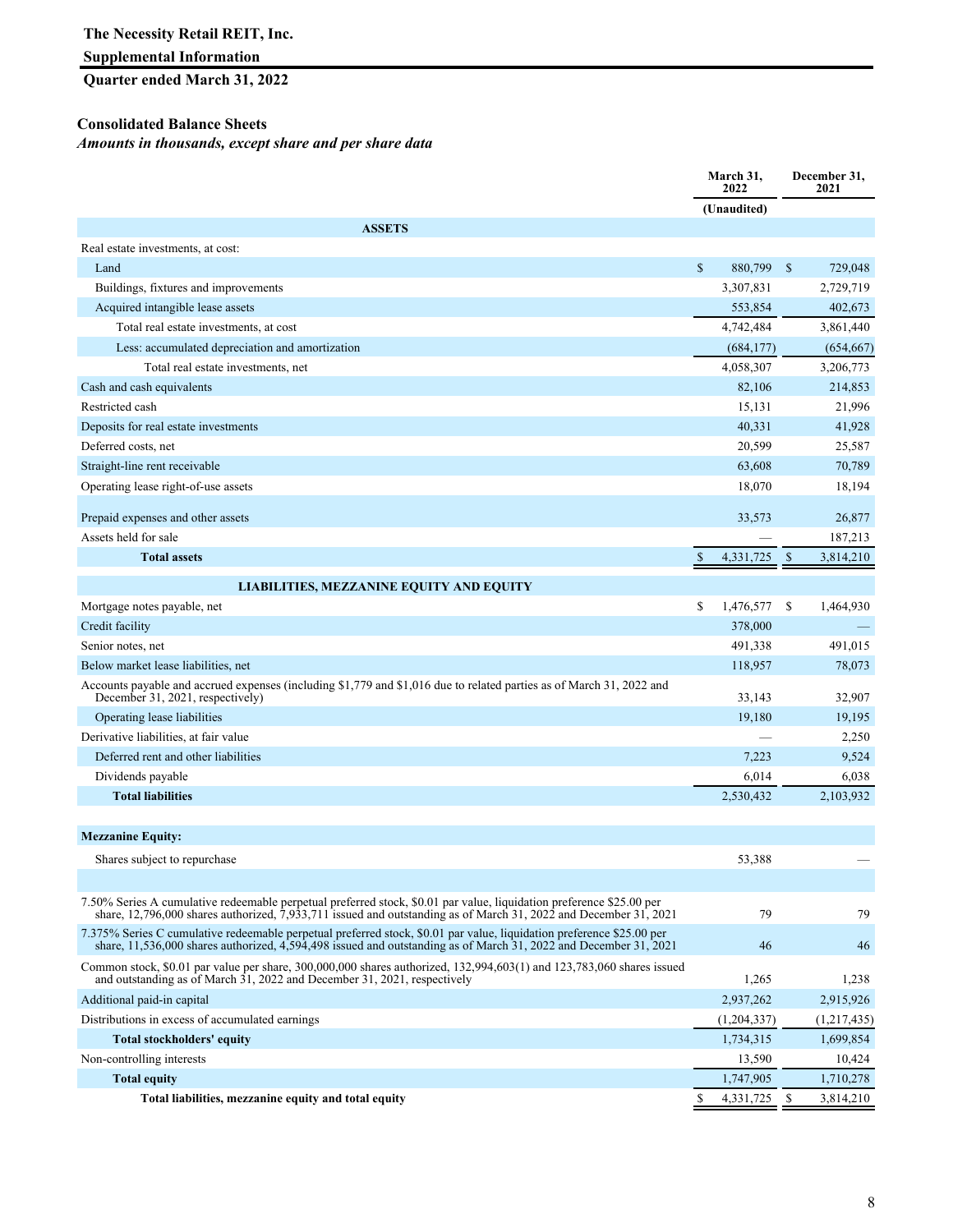**The Necessity Retail REIT, Inc.**

**Supplemental Information**

**Quarter ended March 31, 2022**

**Consolidated Balance Sheets**

*Amounts in thousands, except share and per share data*

| | March 31, 2022 | December 31, 2021 |
|---|---|---|
| | (Unaudited) | |
| **ASSETS** | | |
| Real estate investments, at cost: | | |
| Land | $ 880,799 | $ 729,048 |
| Buildings, fixtures and improvements | 3,307,831 | 2,729,719 |
| Acquired intangible lease assets | 553,854 | 402,673 |
| Total real estate investments, at cost | 4,742,484 | 3,861,440 |
| Less: accumulated depreciation and amortization | (684,177) | (654,667) |
| Total real estate investments, net | 4,058,307 | 3,206,773 |
| Cash and cash equivalents | 82,106 | 214,853 |
| Restricted cash | 15,131 | 21,996 |
| Deposits for real estate investments | 40,331 | 41,928 |
| Deferred costs, net | 20,599 | 25,587 |
| Straight-line rent receivable | 63,608 | 70,789 |
| Operating lease right-of-use assets | 18,070 | 18,194 |
| Prepaid expenses and other assets | 33,573 | 26,877 |
| Assets held for sale | — | 187,213 |
| **Total assets** | $ 4,331,725 | $ 3,814,210 |
| **LIABILITIES, MEZZANINE EQUITY AND EQUITY** | | |
| Mortgage notes payable, net | $ 1,476,577 | $ 1,464,930 |
| Credit facility | 378,000 | — |
| Senior notes, net | 491,338 | 491,015 |
| Below market lease liabilities, net | 118,957 | 78,073 |
| Accounts payable and accrued expenses (including $1,779 and $1,016 due to related parties as of March 31, 2022 and December 31, 2021, respectively) | 33,143 | 32,907 |
| Operating lease liabilities | 19,180 | 19,195 |
| Derivative liabilities, at fair value | — | 2,250 |
| Deferred rent and other liabilities | 7,223 | 9,524 |
| Dividends payable | 6,014 | 6,038 |
| **Total liabilities** | 2,530,432 | 2,103,932 |
| **Mezzanine Equity:** | | |
| Shares subject to repurchase | 53,388 | — |
| | | |
| 7.50% Series A cumulative redeemable perpetual preferred stock, $0.01 par value, liquidation preference $25.00 per share, 12,796,000 shares authorized, 7,933,711 issued and outstanding as of March 31, 2022 and December 31, 2021 | 79 | 79 |
| 7.375% Series C cumulative redeemable perpetual preferred stock, $0.01 par value, liquidation preference $25.00 per share, 11,536,000 shares authorized, 4,594,498 issued and outstanding as of March 31, 2022 and December 31, 2021 | 46 | 46 |
| Common stock, $0.01 par value per share, 300,000,000 shares authorized, 132,994,603(1) and 123,783,060 shares issued and outstanding as of March 31, 2022 and December 31, 2021, respectively | 1,265 | 1,238 |
| Additional paid-in capital | 2,937,262 | 2,915,926 |
| Distributions in excess of accumulated earnings | (1,204,337) | (1,217,435) |
| **Total stockholders' equity** | 1,734,315 | 1,699,854 |
| Non-controlling interests | 13,590 | 10,424 |
| **Total equity** | 1,747,905 | 1,710,278 |
| **Total liabilities, mezzanine equity and total equity** | $ 4,331,725 | $ 3,814,210 |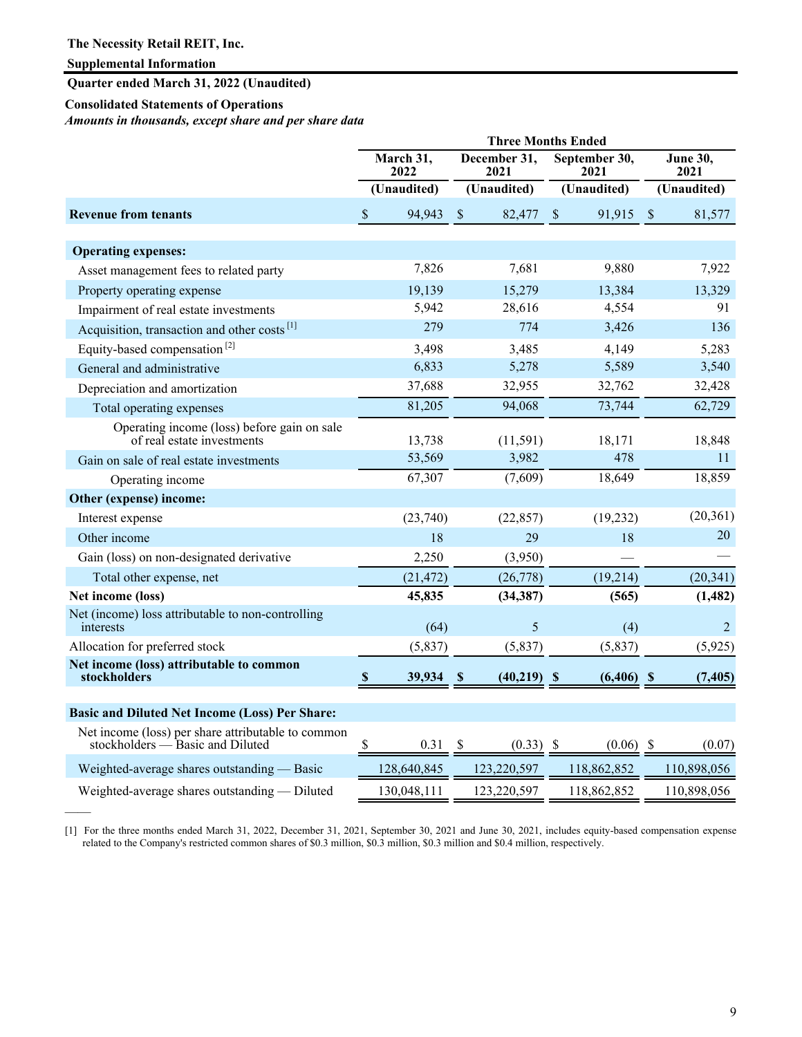**The Necessity Retail REIT, Inc.**

**Supplemental Information**

**Quarter ended March 31, 2022 (Unaudited)**

**Consolidated Statements of Operations**

*Amounts in thousands, except share and per share data*

| | Three Months Ended | | | |
|---|---|---|---|---|
| | March 31, 2022 | December 31, 2021 | September 30, 2021 | June 30, 2021 |
| | (Unaudited) | (Unaudited) | (Unaudited) | (Unaudited) |
| **Revenue from tenants** | $ 94,943 | $ 82,477 | $ 91,915 | $ 81,577 |
| | | | | |
| **Operating expenses:** | | | | |
| Asset management fees to related party | 7,826 | 7,681 | 9,880 | 7,922 |
| Property operating expense | 19,139 | 15,279 | 13,384 | 13,329 |
| Impairment of real estate investments | 5,942 | 28,616 | 4,554 | 91 |
| Acquisition, transaction and other costs [1] | 279 | 774 | 3,426 | 136 |
| Equity-based compensation [2] | 3,498 | 3,485 | 4,149 | 5,283 |
| General and administrative | 6,833 | 5,278 | 5,589 | 3,540 |
| Depreciation and amortization | 37,688 | 32,955 | 32,762 | 32,428 |
| Total operating expenses | 81,205 | 94,068 | 73,744 | 62,729 |
| Operating income (loss) before gain on sale of real estate investments | 13,738 | (11,591) | 18,171 | 18,848 |
| Gain on sale of real estate investments | 53,569 | 3,982 | 478 | 11 |
| Operating income | 67,307 | (7,609) | 18,649 | 18,859 |
| **Other (expense) income:** | | | | |
| Interest expense | (23,740) | (22,857) | (19,232) | (20,361) |
| Other income | 18 | 29 | 18 | 20 |
| Gain (loss) on non-designated derivative | 2,250 | (3,950) | — | — |
| Total other expense, net | (21,472) | (26,778) | (19,214) | (20,341) |
| **Net income (loss)** | **45,835** | **(34,387)** | **(565)** | **(1,482)** |
| Net (income) loss attributable to non-controlling interests | (64) | 5 | (4) | 2 |
| Allocation for preferred stock | (5,837) | (5,837) | (5,837) | (5,925) |
| **Net income (loss) attributable to common stockholders** | **$ 39,934** | **$ (40,219)** | **$ (6,406)** | **$ (7,405)** |
| | | | | |
| **Basic and Diluted Net Income (Loss) Per Share:** | | | | |
| Net income (loss) per share attributable to common stockholders — Basic and Diluted | $ 0.31 | $ (0.33) | $ (0.06) | $ (0.07) |
| Weighted-average shares outstanding — Basic | 128,640,845 | 123,220,597 | 118,862,852 | 110,898,056 |
| Weighted-average shares outstanding — Diluted | 130,048,111 | 123,220,597 | 118,862,852 | 110,898,056 |

[1] For the three months ended March 31, 2022, December 31, 2021, September 30, 2021 and June 30, 2021, includes equity-based compensation expense related to the Company's restricted common shares of $0.3 million, $0.3 million, $0.3 million and $0.4 million, respectively.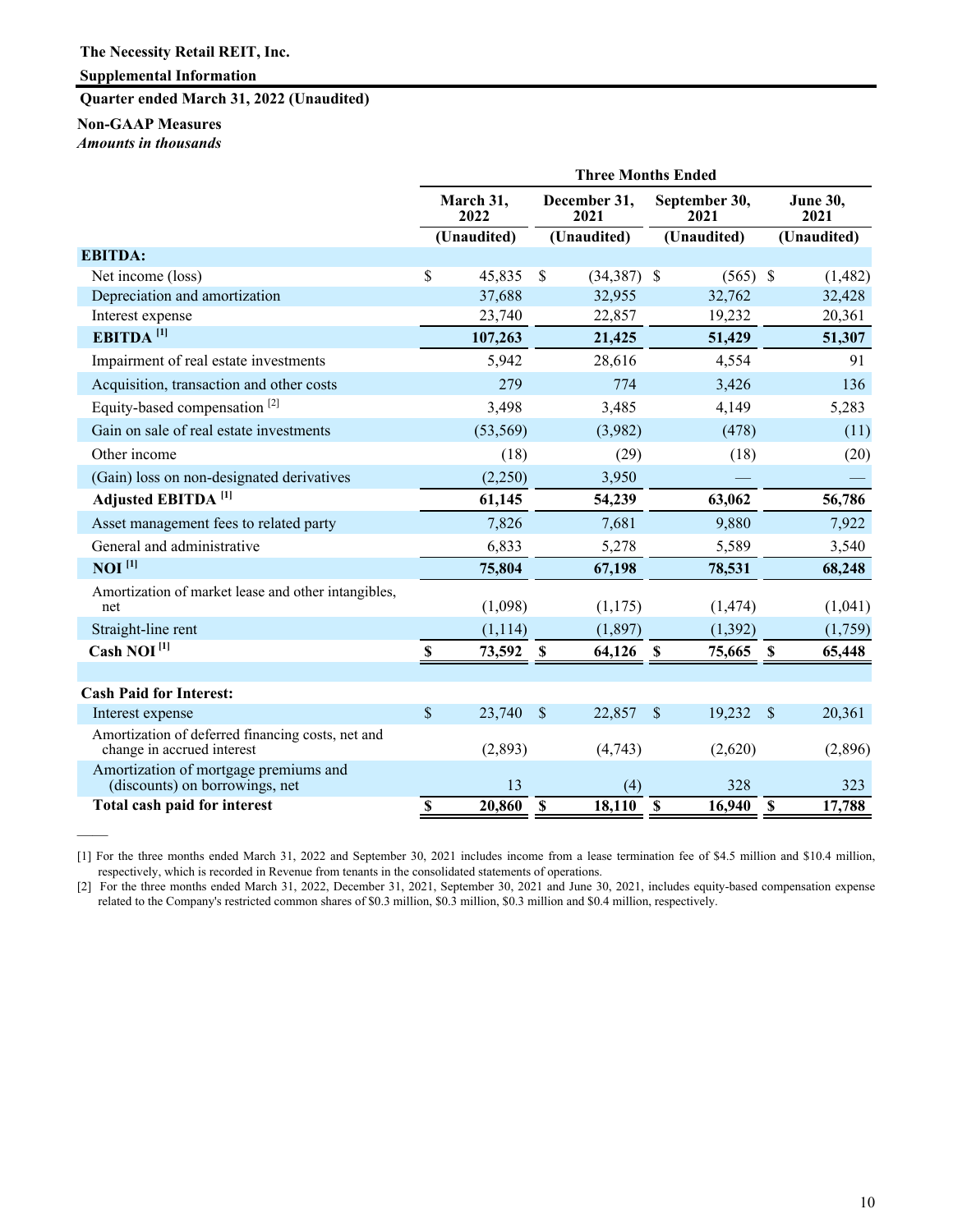**The Necessity Retail REIT, Inc.**

**Supplemental Information**

**Quarter ended March 31, 2022 (Unaudited)**

**Non-GAAP Measures**

*Amounts in thousands*

| | Three Months Ended | | | |
|---|---|---|---|---|
| | March 31, 2022 | December 31, 2021 | September 30, 2021 | June 30, 2021 |
| | (Unaudited) | (Unaudited) | (Unaudited) | (Unaudited) |
| **EBITDA:** | | | | |
| Net income (loss) | $ 45,835 | $ (34,387) | $ (565) | $ (1,482) |
| Depreciation and amortization | 37,688 | 32,955 | 32,762 | 32,428 |
| Interest expense | 23,740 | 22,857 | 19,232 | 20,361 |
| **EBITDA [1]** | **107,263** | **21,425** | **51,429** | **51,307** |
| Impairment of real estate investments | 5,942 | 28,616 | 4,554 | 91 |
| Acquisition, transaction and other costs | 279 | 774 | 3,426 | 136 |
| Equity-based compensation [2] | 3,498 | 3,485 | 4,149 | 5,283 |
| Gain on sale of real estate investments | (53,569) | (3,982) | (478) | (11) |
| Other income | (18) | (29) | (18) | (20) |
| (Gain) loss on non-designated derivatives | (2,250) | 3,950 | — | — |
| **Adjusted EBITDA [1]** | **61,145** | **54,239** | **63,062** | **56,786** |
| Asset management fees to related party | 7,826 | 7,681 | 9,880 | 7,922 |
| General and administrative | 6,833 | 5,278 | 5,589 | 3,540 |
| **NOI [1]** | **75,804** | **67,198** | **78,531** | **68,248** |
| Amortization of market lease and other intangibles, net | (1,098) | (1,175) | (1,474) | (1,041) |
| Straight-line rent | (1,114) | (1,897) | (1,392) | (1,759) |
| **Cash NOI [1]** | **$ 73,592** | **$ 64,126** | **$ 75,665** | **$ 65,448** |
| | | | | |
| **Cash Paid for Interest:** | | | | |
| Interest expense | $ 23,740 | $ 22,857 | $ 19,232 | $ 20,361 |
| Amortization of deferred financing costs, net and change in accrued interest | (2,893) | (4,743) | (2,620) | (2,896) |
| Amortization of mortgage premiums and (discounts) on borrowings, net | 13 | (4) | 328 | 323 |
| **Total cash paid for interest** | **$ 20,860** | **$ 18,110** | **$ 16,940** | **$ 17,788** |

[1] For the three months ended March 31, 2022 and September 30, 2021 includes income from a lease termination fee of $4.5 million and $10.4 million, respectively, which is recorded in Revenue from tenants in the consolidated statements of operations.

[2] For the three months ended March 31, 2022, December 31, 2021, September 30, 2021 and June 30, 2021, includes equity-based compensation expense related to the Company's restricted common shares of $0.3 million, $0.3 million, $0.3 million and $0.4 million, respectively.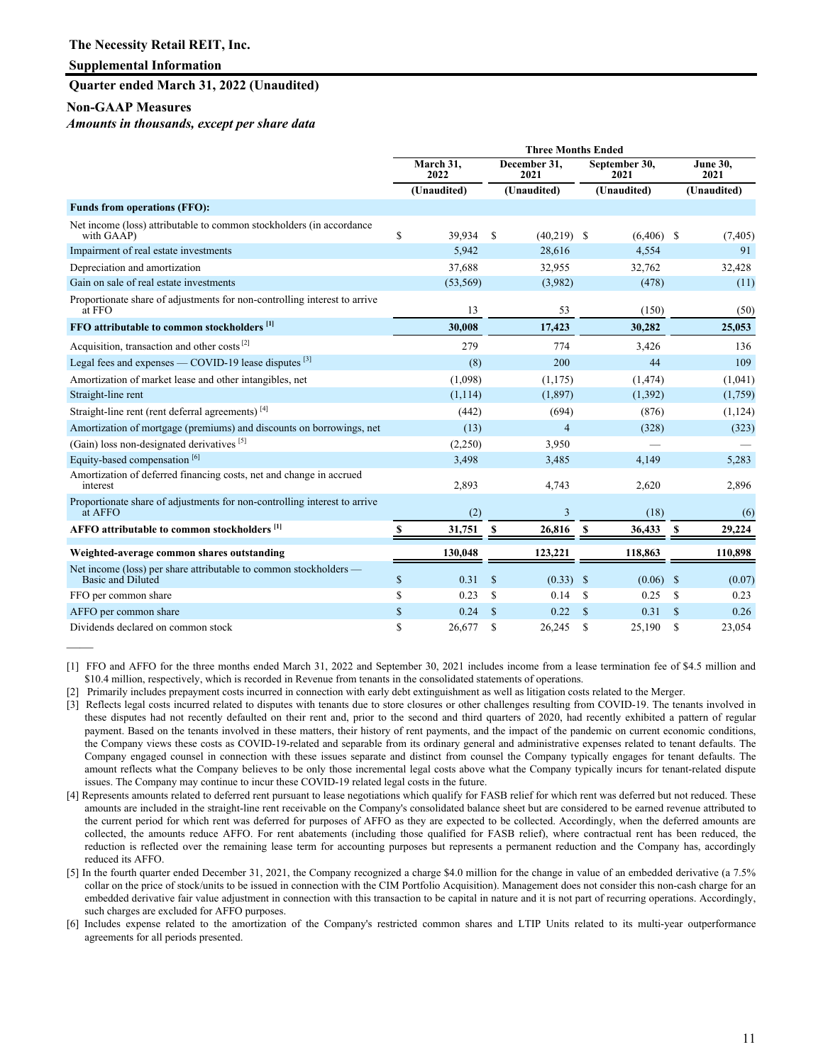**The Necessity Retail REIT, Inc.**

**Supplemental Information**

**Quarter ended March 31, 2022 (Unaudited)**

**Non-GAAP Measures**

***Amounts in thousands, except per share data***

| | Three Months Ended | | | |
|---|---|---|---|---|
| | March 31, 2022 | December 31, 2021 | September 30, 2021 | June 30, 2021 |
| | (Unaudited) | (Unaudited) | (Unaudited) | (Unaudited) |
| **Funds from operations (FFO):** | | | | |
| Net income (loss) attributable to common stockholders (in accordance with GAAP) | $ 39,934 | $ (40,219) | $ (6,406) | $ (7,405) |
| Impairment of real estate investments | 5,942 | 28,616 | 4,554 | 91 |
| Depreciation and amortization | 37,688 | 32,955 | 32,762 | 32,428 |
| Gain on sale of real estate investments | (53,569) | (3,982) | (478) | (11) |
| Proportionate share of adjustments for non-controlling interest to arrive at FFO | 13 | 53 | (150) | (50) |
| **FFO attributable to common stockholders [1]** | **30,008** | **17,423** | **30,282** | **25,053** |
| Acquisition, transaction and other costs [2] | 279 | 774 | 3,426 | 136 |
| Legal fees and expenses — COVID-19 lease disputes [3] | (8) | 200 | 44 | 109 |
| Amortization of market lease and other intangibles, net | (1,098) | (1,175) | (1,474) | (1,041) |
| Straight-line rent | (1,114) | (1,897) | (1,392) | (1,759) |
| Straight-line rent (rent deferral agreements) [4] | (442) | (694) | (876) | (1,124) |
| Amortization of mortgage (premiums) and discounts on borrowings, net | (13) | 4 | (328) | (323) |
| (Gain) loss non-designated derivatives [5] | (2,250) | 3,950 | — | — |
| Equity-based compensation [6] | 3,498 | 3,485 | 4,149 | 5,283 |
| Amortization of deferred financing costs, net and change in accrued interest | 2,893 | 4,743 | 2,620 | 2,896 |
| Proportionate share of adjustments for non-controlling interest to arrive at AFFO | (2) | 3 | (18) | (6) |
| **AFFO attributable to common stockholders [1]** | **$ 31,751** | **$ 26,816** | **$ 36,433** | **$ 29,224** |
| **Weighted-average common shares outstanding** | **130,048** | **123,221** | **118,863** | **110,898** |
| Net income (loss) per share attributable to common stockholders — Basic and Diluted | $ 0.31 | $ (0.33) | $ (0.06) | $ (0.07) |
| FFO per common share | $ 0.23 | $ 0.14 | $ 0.25 | $ 0.23 |
| AFFO per common share | $ 0.24 | $ 0.22 | $ 0.31 | $ 0.26 |
| Dividends declared on common stock | $ 26,677 | $ 26,245 | $ 25,190 | $ 23,054 |

[1] FFO and AFFO for the three months ended March 31, 2022 and September 30, 2021 includes income from a lease termination fee of $4.5 million and $10.4 million, respectively, which is recorded in Revenue from tenants in the consolidated statements of operations.

[2] Primarily includes prepayment costs incurred in connection with early debt extinguishment as well as litigation costs related to the Merger.

[3] Reflects legal costs incurred related to disputes with tenants due to store closures or other challenges resulting from COVID-19. The tenants involved in these disputes had not recently defaulted on their rent and, prior to the second and third quarters of 2020, had recently exhibited a pattern of regular payment. Based on the tenants involved in these matters, their history of rent payments, and the impact of the pandemic on current economic conditions, the Company views these costs as COVID-19-related and separable from its ordinary general and administrative expenses related to tenant defaults. The Company engaged counsel in connection with these issues separate and distinct from counsel the Company typically engages for tenant defaults. The amount reflects what the Company believes to be only those incremental legal costs above what the Company typically incurs for tenant-related dispute issues. The Company may continue to incur these COVID-19 related legal costs in the future.

[4] Represents amounts related to deferred rent pursuant to lease negotiations which qualify for FASB relief for which rent was deferred but not reduced. These amounts are included in the straight-line rent receivable on the Company's consolidated balance sheet but are considered to be earned revenue attributed to the current period for which rent was deferred for purposes of AFFO as they are expected to be collected. Accordingly, when the deferred amounts are collected, the amounts reduce AFFO. For rent abatements (including those qualified for FASB relief), where contractual rent has been reduced, the reduction is reflected over the remaining lease term for accounting purposes but represents a permanent reduction and the Company has, accordingly reduced its AFFO.

[5] In the fourth quarter ended December 31, 2021, the Company recognized a charge $4.0 million for the change in value of an embedded derivative (a 7.5% collar on the price of stock/units to be issued in connection with the CIM Portfolio Acquisition). Management does not consider this non-cash charge for an embedded derivative fair value adjustment in connection with this transaction to be capital in nature and it is not part of recurring operations. Accordingly, such charges are excluded for AFFO purposes.

[6] Includes expense related to the amortization of the Company's restricted common shares and LTIP Units related to its multi-year outperformance agreements for all periods presented.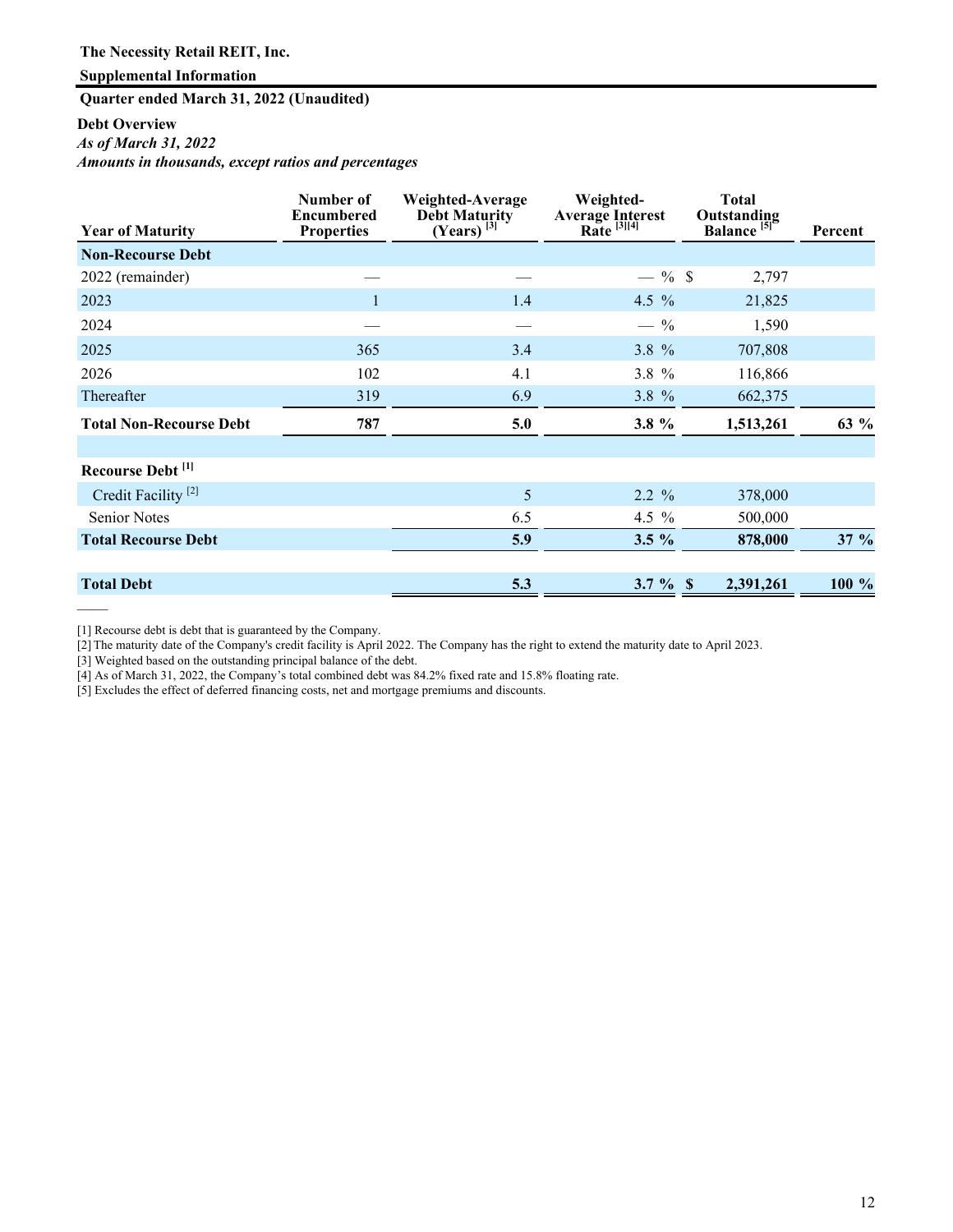**The Necessity Retail REIT, Inc.**

**Supplemental Information**

**Quarter ended March 31, 2022 (Unaudited)**

**Debt Overview**

*As of March 31, 2022*

*Amounts in thousands, except ratios and percentages*

| Year of Maturity | Number of Encumbered Properties | Weighted-Average Debt Maturity (Years) [3] | Weighted-Average Interest Rate [3][4] | Total Outstanding Balance [5] | Percent |
|---|---|---|---|---|---|
| **Non-Recourse Debt** | | | | | |
| 2022 (remainder) | — | — | — % | $ 2,797 | |
| 2023 | 1 | 1.4 | 4.5 % | 21,825 | |
| 2024 | — | — | — % | 1,590 | |
| 2025 | 365 | 3.4 | 3.8 % | 707,808 | |
| 2026 | 102 | 4.1 | 3.8 % | 116,866 | |
| Thereafter | 319 | 6.9 | 3.8 % | 662,375 | |
| **Total Non-Recourse Debt** | **787** | **5.0** | **3.8 %** | **1,513,261** | **63 %** |
| | | | | | |
| **Recourse Debt [1]** | | | | | |
| Credit Facility [2] | | 5 | 2.2 % | 378,000 | |
| Senior Notes | | 6.5 | 4.5 % | 500,000 | |
| **Total Recourse Debt** | | **5.9** | **3.5 %** | **878,000** | **37 %** |
| | | | | | |
| **Total Debt** | | **5.3** | **3.7 %** | **$ 2,391,261** | **100 %** |

[1] Recourse debt is debt that is guaranteed by the Company.

[2] The maturity date of the Company's credit facility is April 2022. The Company has the right to extend the maturity date to April 2023.

[3] Weighted based on the outstanding principal balance of the debt.

[4] As of March 31, 2022, the Company's total combined debt was 84.2% fixed rate and 15.8% floating rate.

[5] Excludes the effect of deferred financing costs, net and mortgage premiums and discounts.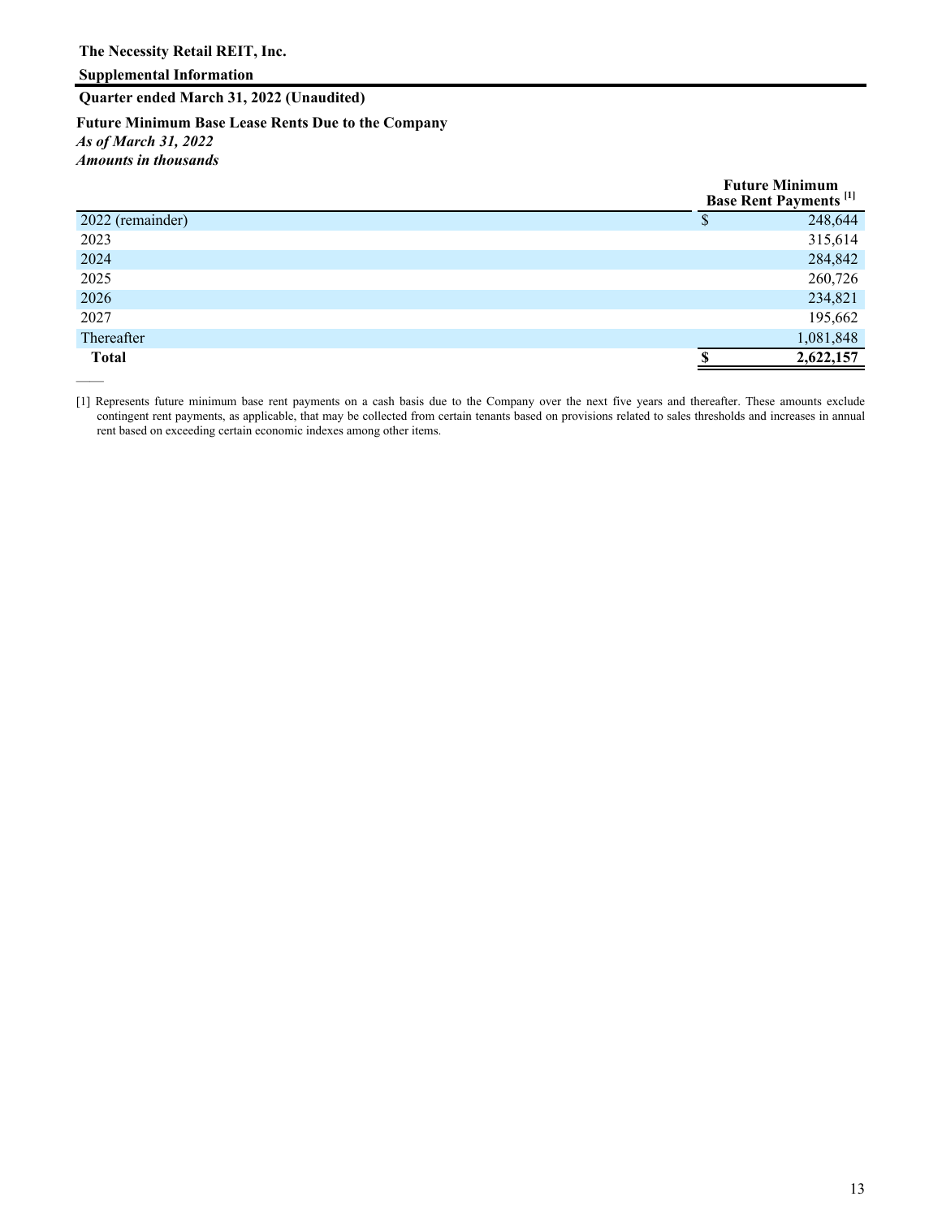**The Necessity Retail REIT, Inc.**

**Supplemental Information**

**Quarter ended March 31, 2022 (Unaudited)**

**Future Minimum Base Lease Rents Due to the Company**

*As of March 31, 2022*

*Amounts in thousands*

| | Future Minimum Base Rent Payments [1] |
|---|---|
| 2022 (remainder) | $ 248,644 |
| 2023 | 315,614 |
| 2024 | 284,842 |
| 2025 | 260,726 |
| 2026 | 234,821 |
| 2027 | 195,662 |
| Thereafter | 1,081,848 |
| **Total** | **$ 2,622,157** |

[1] Represents future minimum base rent payments on a cash basis due to the Company over the next five years and thereafter. These amounts exclude contingent rent payments, as applicable, that may be collected from certain tenants based on provisions related to sales thresholds and increases in annual rent based on exceeding certain economic indexes among other items.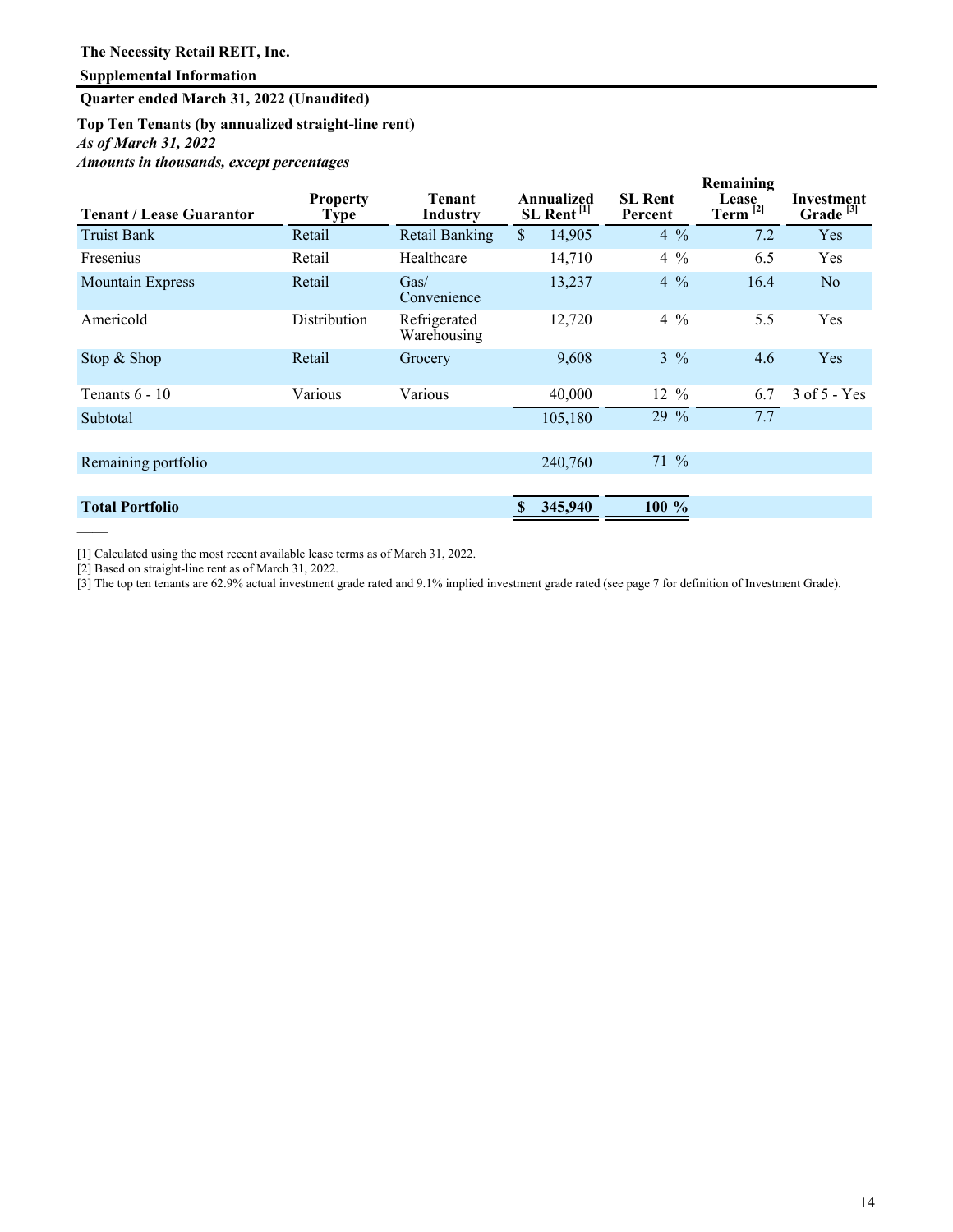**The Necessity Retail REIT, Inc.**

**Supplemental Information**

**Quarter ended March 31, 2022 (Unaudited)**

**Top Ten Tenants (by annualized straight-line rent)**

***As of March 31, 2022***

***Amounts in thousands, except percentages***

| Tenant / Lease Guarantor | Property Type | Tenant Industry | Annualized SL Rent [1] | SL Rent Percent | Remaining Lease Term [2] | Investment Grade [3] |
|---|---|---|---|---|---|---|
| Truist Bank | Retail | Retail Banking | $ 14,905 | 4 % | 7.2 | Yes |
| Fresenius | Retail | Healthcare | 14,710 | 4 % | 6.5 | Yes |
| Mountain Express | Retail | Gas/ Convenience | 13,237 | 4 % | 16.4 | No |
| Americold | Distribution | Refrigerated Warehousing | 12,720 | 4 % | 5.5 | Yes |
| Stop & Shop | Retail | Grocery | 9,608 | 3 % | 4.6 | Yes |
| Tenants 6 - 10 | Various | Various | 40,000 | 12 % | 6.7 | 3 of 5 - Yes |
| Subtotal | | | 105,180 | 29 % | 7.7 | |
| Remaining portfolio | | | 240,760 | 71 % | | |
| **Total Portfolio** | | | **$ 345,940** | **100 %** | | |

[1] Calculated using the most recent available lease terms as of March 31, 2022.

[2] Based on straight-line rent as of March 31, 2022.

[3] The top ten tenants are 62.9% actual investment grade rated and 9.1% implied investment grade rated (see page 7 for definition of Investment Grade).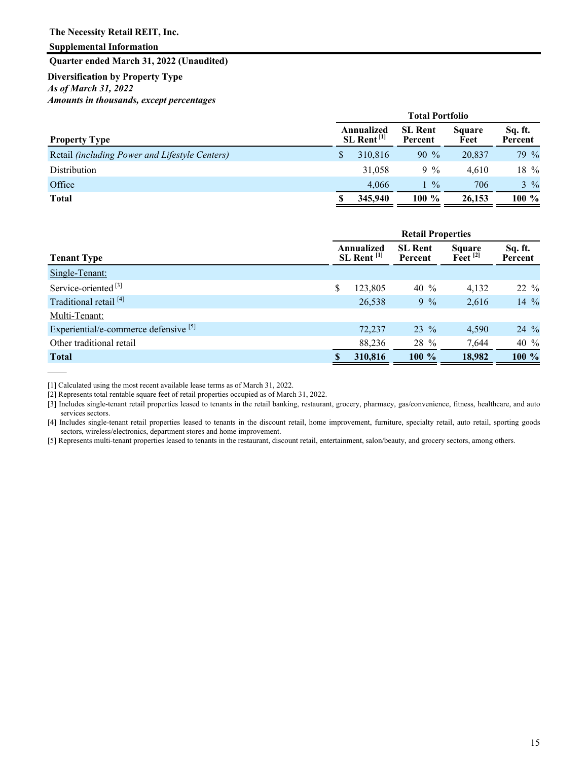**The Necessity Retail REIT, Inc.**

**Supplemental Information**

**Quarter ended March 31, 2022 (Unaudited)**

**Diversification by Property Type**

*As of March 31, 2022*

*Amounts in thousands, except percentages*

| | Total Portfolio | | | |
|---|---|---|---|---|
| **Property Type** | **Annualized SL Rent [1]** | **SL Rent Percent** | **Square Feet** | **Sq. ft. Percent** |
| Retail *(including Power and Lifestyle Centers)* | $ 310,816 | 90 % | 20,837 | 79 % |
| Distribution | 31,058 | 9 % | 4,610 | 18 % |
| Office | 4,066 | 1 % | 706 | 3 % |
| **Total** | **$ 345,940** | **100 %** | **26,153** | **100 %** |

| | Retail Properties | | | |
|---|---|---|---|---|
| **Tenant Type** | **Annualized SL Rent [1]** | **SL Rent Percent** | **Square Feet [2]** | **Sq. ft. Percent** |
| Single-Tenant: | | | | |
| Service-oriented [3] | $ 123,805 | 40 % | 4,132 | 22 % |
| Traditional retail [4] | 26,538 | 9 % | 2,616 | 14 % |
| Multi-Tenant: | | | | |
| Experiential/e-commerce defensive [5] | 72,237 | 23 % | 4,590 | 24 % |
| Other traditional retail | 88,236 | 28 % | 7,644 | 40 % |
| **Total** | **$ 310,816** | **100 %** | **18,982** | **100 %** |

[1] Calculated using the most recent available lease terms as of March 31, 2022.

[2] Represents total rentable square feet of retail properties occupied as of March 31, 2022.

[3] Includes single-tenant retail properties leased to tenants in the retail banking, restaurant, grocery, pharmacy, gas/convenience, fitness, healthcare, and auto services sectors.

[4] Includes single-tenant retail properties leased to tenants in the discount retail, home improvement, furniture, specialty retail, auto retail, sporting goods sectors, wireless/electronics, department stores and home improvement.

[5] Represents multi-tenant properties leased to tenants in the restaurant, discount retail, entertainment, salon/beauty, and grocery sectors, among others.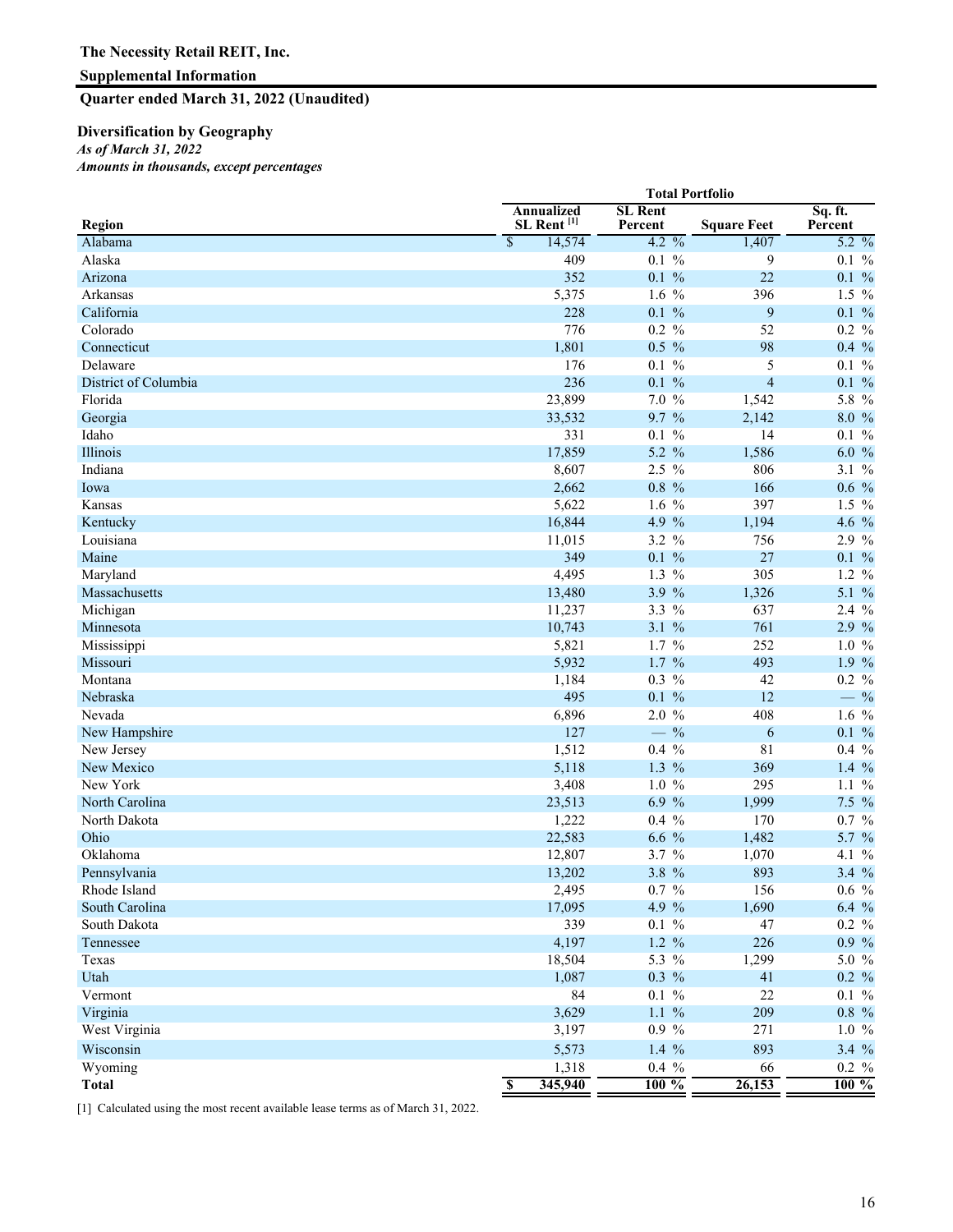**The Necessity Retail REIT, Inc.**

**Supplemental Information**

**Quarter ended March 31, 2022 (Unaudited)**

### Diversification by Geography

*As of March 31, 2022*

*Amounts in thousands, except percentages*

| | Total Portfolio | | | |
|---|---|---|---|---|
| **Region** | **Annualized SL Rent [1]** | **SL Rent Percent** | **Square Feet** | **Sq. ft. Percent** |
| Alabama | $ 14,574 | 4.2 % | 1,407 | 5.2 % |
| Alaska | 409 | 0.1 % | 9 | 0.1 % |
| Arizona | 352 | 0.1 % | 22 | 0.1 % |
| Arkansas | 5,375 | 1.6 % | 396 | 1.5 % |
| California | 228 | 0.1 % | 9 | 0.1 % |
| Colorado | 776 | 0.2 % | 52 | 0.2 % |
| Connecticut | 1,801 | 0.5 % | 98 | 0.4 % |
| Delaware | 176 | 0.1 % | 5 | 0.1 % |
| District of Columbia | 236 | 0.1 % | 4 | 0.1 % |
| Florida | 23,899 | 7.0 % | 1,542 | 5.8 % |
| Georgia | 33,532 | 9.7 % | 2,142 | 8.0 % |
| Idaho | 331 | 0.1 % | 14 | 0.1 % |
| Illinois | 17,859 | 5.2 % | 1,586 | 6.0 % |
| Indiana | 8,607 | 2.5 % | 806 | 3.1 % |
| Iowa | 2,662 | 0.8 % | 166 | 0.6 % |
| Kansas | 5,622 | 1.6 % | 397 | 1.5 % |
| Kentucky | 16,844 | 4.9 % | 1,194 | 4.6 % |
| Louisiana | 11,015 | 3.2 % | 756 | 2.9 % |
| Maine | 349 | 0.1 % | 27 | 0.1 % |
| Maryland | 4,495 | 1.3 % | 305 | 1.2 % |
| Massachusetts | 13,480 | 3.9 % | 1,326 | 5.1 % |
| Michigan | 11,237 | 3.3 % | 637 | 2.4 % |
| Minnesota | 10,743 | 3.1 % | 761 | 2.9 % |
| Mississippi | 5,821 | 1.7 % | 252 | 1.0 % |
| Missouri | 5,932 | 1.7 % | 493 | 1.9 % |
| Montana | 1,184 | 0.3 % | 42 | 0.2 % |
| Nebraska | 495 | 0.1 % | 12 | — % |
| Nevada | 6,896 | 2.0 % | 408 | 1.6 % |
| New Hampshire | 127 | — % | 6 | 0.1 % |
| New Jersey | 1,512 | 0.4 % | 81 | 0.4 % |
| New Mexico | 5,118 | 1.3 % | 369 | 1.4 % |
| New York | 3,408 | 1.0 % | 295 | 1.1 % |
| North Carolina | 23,513 | 6.9 % | 1,999 | 7.5 % |
| North Dakota | 1,222 | 0.4 % | 170 | 0.7 % |
| Ohio | 22,583 | 6.6 % | 1,482 | 5.7 % |
| Oklahoma | 12,807 | 3.7 % | 1,070 | 4.1 % |
| Pennsylvania | 13,202 | 3.8 % | 893 | 3.4 % |
| Rhode Island | 2,495 | 0.7 % | 156 | 0.6 % |
| South Carolina | 17,095 | 4.9 % | 1,690 | 6.4 % |
| South Dakota | 339 | 0.1 % | 47 | 0.2 % |
| Tennessee | 4,197 | 1.2 % | 226 | 0.9 % |
| Texas | 18,504 | 5.3 % | 1,299 | 5.0 % |
| Utah | 1,087 | 0.3 % | 41 | 0.2 % |
| Vermont | 84 | 0.1 % | 22 | 0.1 % |
| Virginia | 3,629 | 1.1 % | 209 | 0.8 % |
| West Virginia | 3,197 | 0.9 % | 271 | 1.0 % |
| Wisconsin | 5,573 | 1.4 % | 893 | 3.4 % |
| Wyoming | 1,318 | 0.4 % | 66 | 0.2 % |
| **Total** | **$ 345,940** | **100 %** | **26,153** | **100 %** |

[1] Calculated using the most recent available lease terms as of March 31, 2022.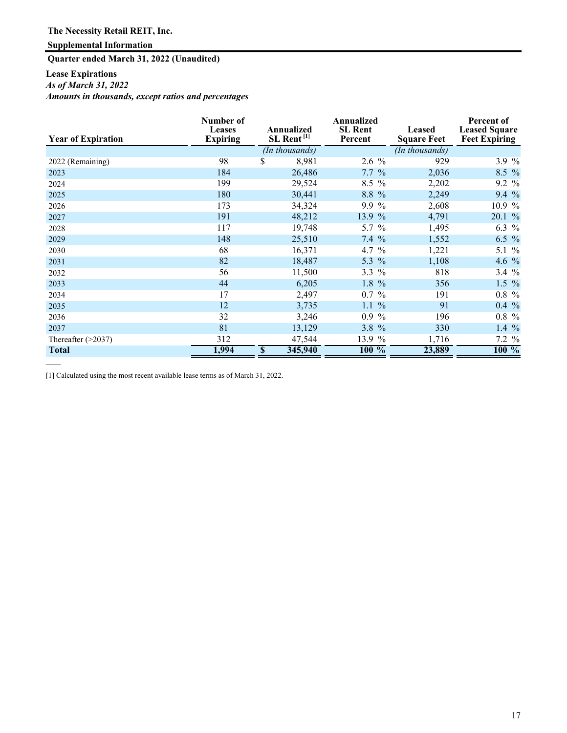**The Necessity Retail REIT, Inc.**

**Supplemental Information**

**Quarter ended March 31, 2022 (Unaudited)**

**Lease Expirations**

*As of March 31, 2022*

*Amounts in thousands, except ratios and percentages*

| Year of Expiration | Number of Leases Expiring | Annualized SL Rent [1] | Annualized SL Rent Percent | Leased Square Feet | Percent of Leased Square Feet Expiring |
|---|---|---|---|---|---|
| | | *(In thousands)* | | *(In thousands)* | |
| 2022 (Remaining) | 98 | $ 8,981 | 2.6 % | 929 | 3.9 % |
| 2023 | 184 | 26,486 | 7.7 % | 2,036 | 8.5 % |
| 2024 | 199 | 29,524 | 8.5 % | 2,202 | 9.2 % |
| 2025 | 180 | 30,441 | 8.8 % | 2,249 | 9.4 % |
| 2026 | 173 | 34,324 | 9.9 % | 2,608 | 10.9 % |
| 2027 | 191 | 48,212 | 13.9 % | 4,791 | 20.1 % |
| 2028 | 117 | 19,748 | 5.7 % | 1,495 | 6.3 % |
| 2029 | 148 | 25,510 | 7.4 % | 1,552 | 6.5 % |
| 2030 | 68 | 16,371 | 4.7 % | 1,221 | 5.1 % |
| 2031 | 82 | 18,487 | 5.3 % | 1,108 | 4.6 % |
| 2032 | 56 | 11,500 | 3.3 % | 818 | 3.4 % |
| 2033 | 44 | 6,205 | 1.8 % | 356 | 1.5 % |
| 2034 | 17 | 2,497 | 0.7 % | 191 | 0.8 % |
| 2035 | 12 | 3,735 | 1.1 % | 91 | 0.4 % |
| 2036 | 32 | 3,246 | 0.9 % | 196 | 0.8 % |
| 2037 | 81 | 13,129 | 3.8 % | 330 | 1.4 % |
| Thereafter (>2037) | 312 | 47,544 | 13.9 % | 1,716 | 7.2 % |
| **Total** | **1,994** | **$ 345,940** | **100 %** | **23,889** | **100 %** |

[1] Calculated using the most recent available lease terms as of March 31, 2022.